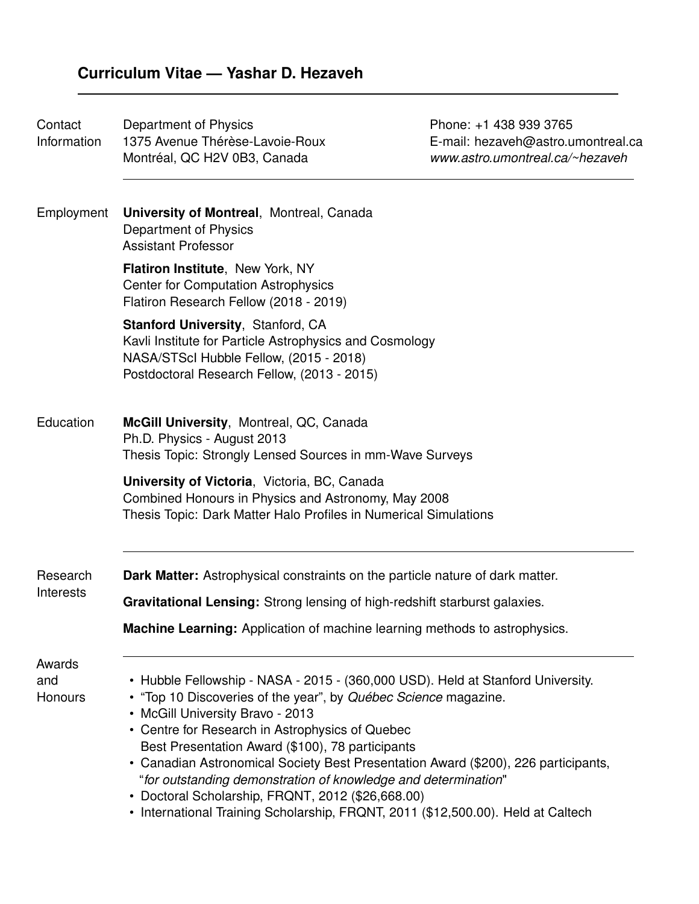# Curriculum Vitae — Yashar D. Hezaveh

## Contact Information

Department of Physics
1375 Avenue Thérèse-Lavoie-Roux
Montréal, QC H2V 0B3, Canada

Phone: +1 438 939 3765
E-mail: hezaveh@astro.umontreal.ca
*www.astro.umontreal.ca/~hezaveh*

---

## Employment

**University of Montreal**, Montreal, Canada
Department of Physics
Assistant Professor

**Flatiron Institute**, New York, NY
Center for Computation Astrophysics
Flatiron Research Fellow (2018 - 2019)

**Stanford University**, Stanford, CA
Kavli Institute for Particle Astrophysics and Cosmology
NASA/STScI Hubble Fellow, (2015 - 2018)
Postdoctoral Research Fellow, (2013 - 2015)

## Education

**McGill University**, Montreal, QC, Canada
Ph.D. Physics - August 2013
Thesis Topic: Strongly Lensed Sources in mm-Wave Surveys

**University of Victoria**, Victoria, BC, Canada
Combined Honours in Physics and Astronomy, May 2008
Thesis Topic: Dark Matter Halo Profiles in Numerical Simulations

---

## Research Interests

**Dark Matter:** Astrophysical constraints on the particle nature of dark matter.

**Gravitational Lensing:** Strong lensing of high-redshift starburst galaxies.

**Machine Learning:** Application of machine learning methods to astrophysics.

---

## Awards and Honours

- Hubble Fellowship - NASA - 2015 - (360,000 USD). Held at Stanford University.
- “Top 10 Discoveries of the year”, by *Québec Science* magazine.
- McGill University Bravo - 2013
- Centre for Research in Astrophysics of Quebec
  Best Presentation Award ($100), 78 participants
- Canadian Astronomical Society Best Presentation Award ($200), 226 participants, “*for outstanding demonstration of knowledge and determination*"
- Doctoral Scholarship, FRQNT, 2012 ($26,668.00)
- International Training Scholarship, FRQNT, 2011 ($12,500.00). Held at Caltech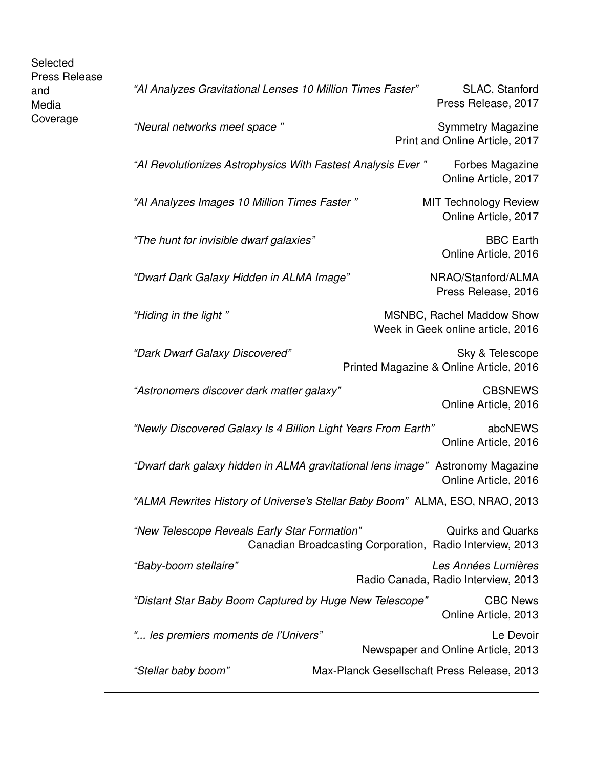## Selected Press Release and Media Coverage

*"AI Analyzes Gravitational Lenses 10 Million Times Faster"* — SLAC, Stanford
Press Release, 2017

*"Neural networks meet space "* — Symmetry Magazine
Print and Online Article, 2017

*"AI Revolutionizes Astrophysics With Fastest Analysis Ever "* — Forbes Magazine
Online Article, 2017

*"AI Analyzes Images 10 Million Times Faster "* — MIT Technology Review
Online Article, 2017

*"The hunt for invisible dwarf galaxies"* — BBC Earth
Online Article, 2016

*"Dwarf Dark Galaxy Hidden in ALMA Image"* — NRAO/Stanford/ALMA
Press Release, 2016

*"Hiding in the light "* — MSNBC, Rachel Maddow Show
Week in Geek online article, 2016

*"Dark Dwarf Galaxy Discovered"* — Sky & Telescope
Printed Magazine & Online Article, 2016

*"Astronomers discover dark matter galaxy"* — CBSNEWS
Online Article, 2016

*"Newly Discovered Galaxy Is 4 Billion Light Years From Earth"* — abcNEWS
Online Article, 2016

*"Dwarf dark galaxy hidden in ALMA gravitational lens image"* — Astronomy Magazine
Online Article, 2016

*"ALMA Rewrites History of Universe's Stellar Baby Boom"* — ALMA, ESO, NRAO, 2013

*"New Telescope Reveals Early Star Formation"* — Quirks and Quarks
Canadian Broadcasting Corporation, Radio Interview, 2013

*"Baby-boom stellaire"* — *Les Années Lumières*
Radio Canada, Radio Interview, 2013

*"Distant Star Baby Boom Captured by Huge New Telescope"* — CBC News
Online Article, 2013

*"... les premiers moments de l'Univers"* — Le Devoir
Newspaper and Online Article, 2013

*"Stellar baby boom"* — Max-Planck Gesellschaft Press Release, 2013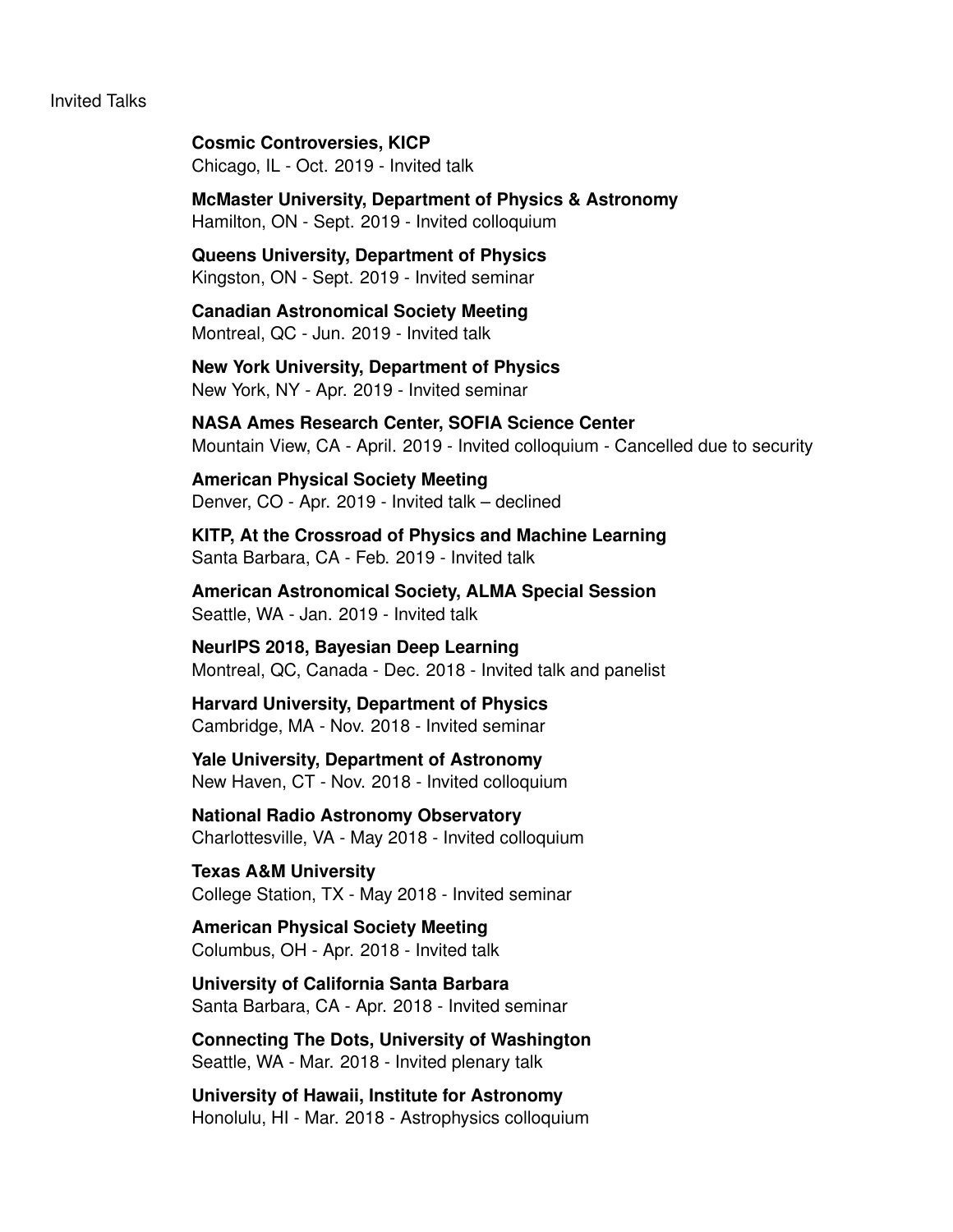## Invited Talks

**Cosmic Controversies, KICP**
Chicago, IL - Oct. 2019 - Invited talk

**McMaster University, Department of Physics & Astronomy**
Hamilton, ON - Sept. 2019 - Invited colloquium

**Queens University, Department of Physics**
Kingston, ON - Sept. 2019 - Invited seminar

**Canadian Astronomical Society Meeting**
Montreal, QC - Jun. 2019 - Invited talk

**New York University, Department of Physics**
New York, NY - Apr. 2019 - Invited seminar

**NASA Ames Research Center, SOFIA Science Center**
Mountain View, CA - April. 2019 - Invited colloquium - Cancelled due to security

**American Physical Society Meeting**
Denver, CO - Apr. 2019 - Invited talk – declined

**KITP, At the Crossroad of Physics and Machine Learning**
Santa Barbara, CA - Feb. 2019 - Invited talk

**American Astronomical Society, ALMA Special Session**
Seattle, WA - Jan. 2019 - Invited talk

**NeurIPS 2018, Bayesian Deep Learning**
Montreal, QC, Canada - Dec. 2018 - Invited talk and panelist

**Harvard University, Department of Physics**
Cambridge, MA - Nov. 2018 - Invited seminar

**Yale University, Department of Astronomy**
New Haven, CT - Nov. 2018 - Invited colloquium

**National Radio Astronomy Observatory**
Charlottesville, VA - May 2018 - Invited colloquium

**Texas A&M University**
College Station, TX - May 2018 - Invited seminar

**American Physical Society Meeting**
Columbus, OH - Apr. 2018 - Invited talk

**University of California Santa Barbara**
Santa Barbara, CA - Apr. 2018 - Invited seminar

**Connecting The Dots, University of Washington**
Seattle, WA - Mar. 2018 - Invited plenary talk

**University of Hawaii, Institute for Astronomy**
Honolulu, HI - Mar. 2018 - Astrophysics colloquium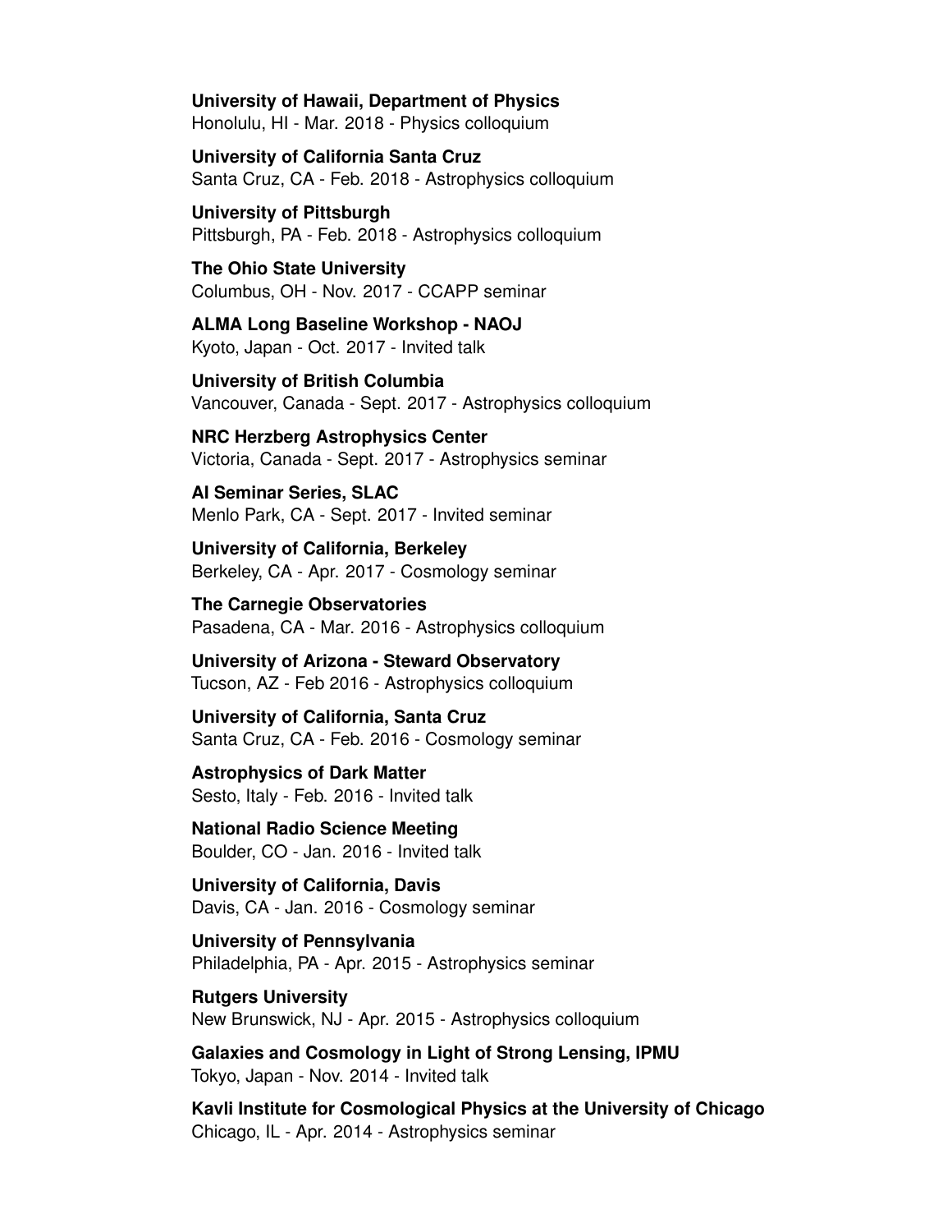**University of Hawaii, Department of Physics**
Honolulu, HI - Mar. 2018 - Physics colloquium

**University of California Santa Cruz**
Santa Cruz, CA - Feb. 2018 - Astrophysics colloquium

**University of Pittsburgh**
Pittsburgh, PA - Feb. 2018 - Astrophysics colloquium

**The Ohio State University**
Columbus, OH - Nov. 2017 - CCAPP seminar

**ALMA Long Baseline Workshop - NAOJ**
Kyoto, Japan - Oct. 2017 - Invited talk

**University of British Columbia**
Vancouver, Canada - Sept. 2017 - Astrophysics colloquium

**NRC Herzberg Astrophysics Center**
Victoria, Canada - Sept. 2017 - Astrophysics seminar

**AI Seminar Series, SLAC**
Menlo Park, CA - Sept. 2017 - Invited seminar

**University of California, Berkeley**
Berkeley, CA - Apr. 2017 - Cosmology seminar

**The Carnegie Observatories**
Pasadena, CA - Mar. 2016 - Astrophysics colloquium

**University of Arizona - Steward Observatory**
Tucson, AZ - Feb 2016 - Astrophysics colloquium

**University of California, Santa Cruz**
Santa Cruz, CA - Feb. 2016 - Cosmology seminar

**Astrophysics of Dark Matter**
Sesto, Italy - Feb. 2016 - Invited talk

**National Radio Science Meeting**
Boulder, CO - Jan. 2016 - Invited talk

**University of California, Davis**
Davis, CA - Jan. 2016 - Cosmology seminar

**University of Pennsylvania**
Philadelphia, PA - Apr. 2015 - Astrophysics seminar

**Rutgers University**
New Brunswick, NJ - Apr. 2015 - Astrophysics colloquium

**Galaxies and Cosmology in Light of Strong Lensing, IPMU**
Tokyo, Japan - Nov. 2014 - Invited talk

**Kavli Institute for Cosmological Physics at the University of Chicago**
Chicago, IL - Apr. 2014 - Astrophysics seminar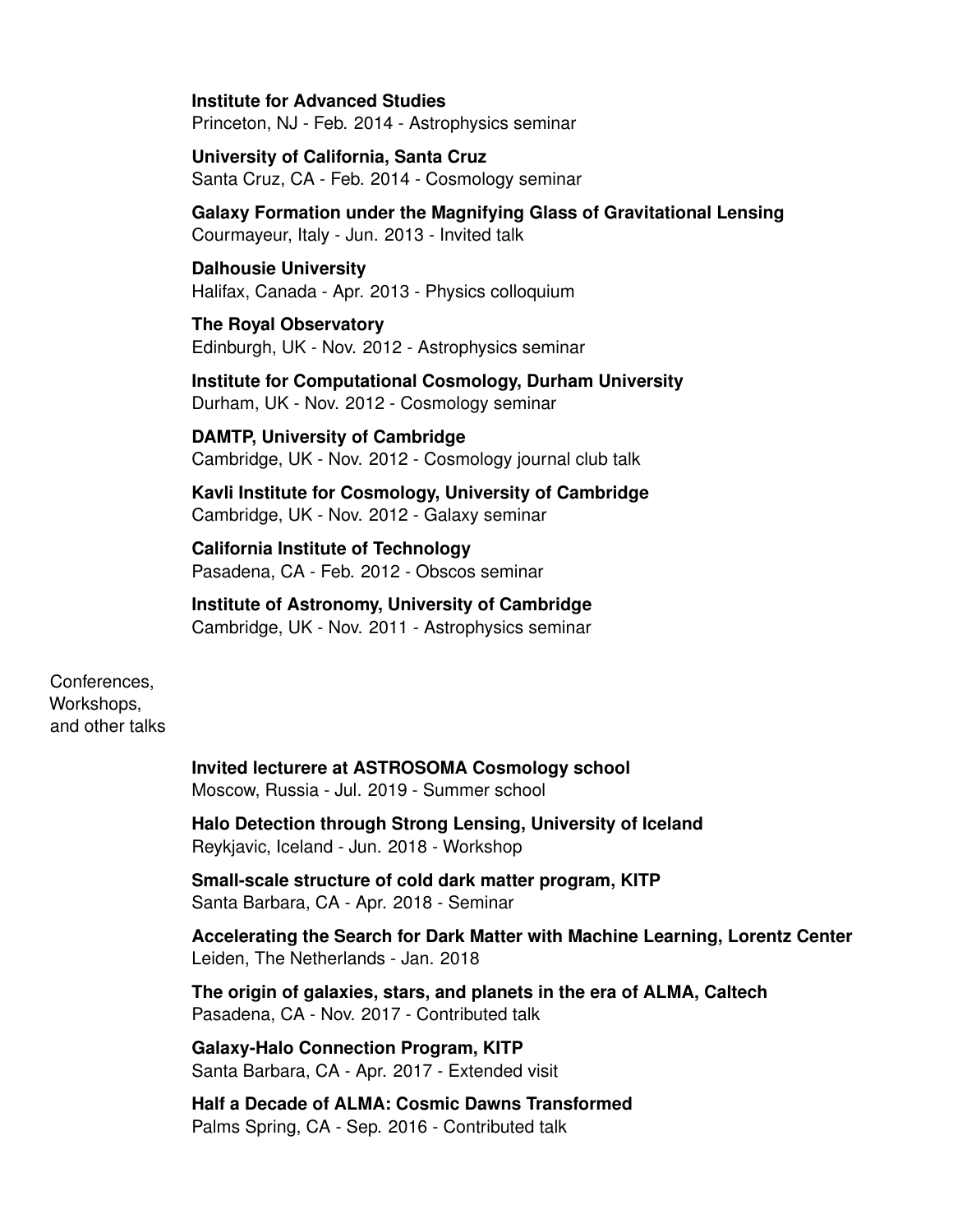**Institute for Advanced Studies**
Princeton, NJ - Feb. 2014 - Astrophysics seminar

**University of California, Santa Cruz**
Santa Cruz, CA - Feb. 2014 - Cosmology seminar

**Galaxy Formation under the Magnifying Glass of Gravitational Lensing**
Courmayeur, Italy - Jun. 2013 - Invited talk

**Dalhousie University**
Halifax, Canada - Apr. 2013 - Physics colloquium

**The Royal Observatory**
Edinburgh, UK - Nov. 2012 - Astrophysics seminar

**Institute for Computational Cosmology, Durham University**
Durham, UK - Nov. 2012 - Cosmology seminar

**DAMTP, University of Cambridge**
Cambridge, UK - Nov. 2012 - Cosmology journal club talk

**Kavli Institute for Cosmology, University of Cambridge**
Cambridge, UK - Nov. 2012 - Galaxy seminar

**California Institute of Technology**
Pasadena, CA - Feb. 2012 - Obscos seminar

**Institute of Astronomy, University of Cambridge**
Cambridge, UK - Nov. 2011 - Astrophysics seminar

## Conferences, Workshops, and other talks

**Invited lecturere at ASTROSOMA Cosmology school**
Moscow, Russia - Jul. 2019 - Summer school

**Halo Detection through Strong Lensing, University of Iceland**
Reykjavic, Iceland - Jun. 2018 - Workshop

**Small-scale structure of cold dark matter program, KITP**
Santa Barbara, CA - Apr. 2018 - Seminar

**Accelerating the Search for Dark Matter with Machine Learning, Lorentz Center**
Leiden, The Netherlands - Jan. 2018

**The origin of galaxies, stars, and planets in the era of ALMA, Caltech**
Pasadena, CA - Nov. 2017 - Contributed talk

**Galaxy-Halo Connection Program, KITP**
Santa Barbara, CA - Apr. 2017 - Extended visit

**Half a Decade of ALMA: Cosmic Dawns Transformed**
Palms Spring, CA - Sep. 2016 - Contributed talk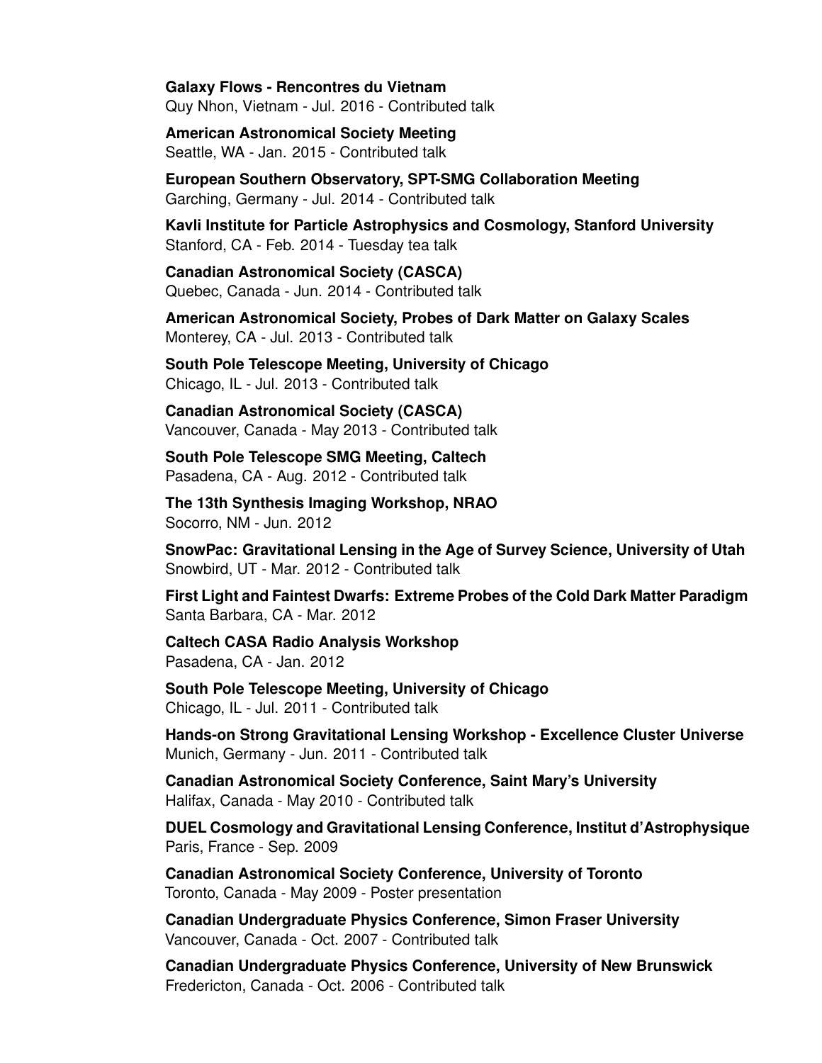**Galaxy Flows - Rencontres du Vietnam**
Quy Nhon, Vietnam - Jul. 2016 - Contributed talk

**American Astronomical Society Meeting**
Seattle, WA - Jan. 2015 - Contributed talk

**European Southern Observatory, SPT-SMG Collaboration Meeting**
Garching, Germany - Jul. 2014 - Contributed talk

**Kavli Institute for Particle Astrophysics and Cosmology, Stanford University**
Stanford, CA - Feb. 2014 - Tuesday tea talk

**Canadian Astronomical Society (CASCA)**
Quebec, Canada - Jun. 2014 - Contributed talk

**American Astronomical Society, Probes of Dark Matter on Galaxy Scales**
Monterey, CA - Jul. 2013 - Contributed talk

**South Pole Telescope Meeting, University of Chicago**
Chicago, IL - Jul. 2013 - Contributed talk

**Canadian Astronomical Society (CASCA)**
Vancouver, Canada - May 2013 - Contributed talk

**South Pole Telescope SMG Meeting, Caltech**
Pasadena, CA - Aug. 2012 - Contributed talk

**The 13th Synthesis Imaging Workshop, NRAO**
Socorro, NM - Jun. 2012

**SnowPac: Gravitational Lensing in the Age of Survey Science, University of Utah**
Snowbird, UT - Mar. 2012 - Contributed talk

**First Light and Faintest Dwarfs: Extreme Probes of the Cold Dark Matter Paradigm**
Santa Barbara, CA - Mar. 2012

**Caltech CASA Radio Analysis Workshop**
Pasadena, CA - Jan. 2012

**South Pole Telescope Meeting, University of Chicago**
Chicago, IL - Jul. 2011 - Contributed talk

**Hands-on Strong Gravitational Lensing Workshop - Excellence Cluster Universe**
Munich, Germany - Jun. 2011 - Contributed talk

**Canadian Astronomical Society Conference, Saint Mary's University**
Halifax, Canada - May 2010 - Contributed talk

**DUEL Cosmology and Gravitational Lensing Conference, Institut d'Astrophysique**
Paris, France - Sep. 2009

**Canadian Astronomical Society Conference, University of Toronto**
Toronto, Canada - May 2009 - Poster presentation

**Canadian Undergraduate Physics Conference, Simon Fraser University**
Vancouver, Canada - Oct. 2007 - Contributed talk

**Canadian Undergraduate Physics Conference, University of New Brunswick**
Fredericton, Canada - Oct. 2006 - Contributed talk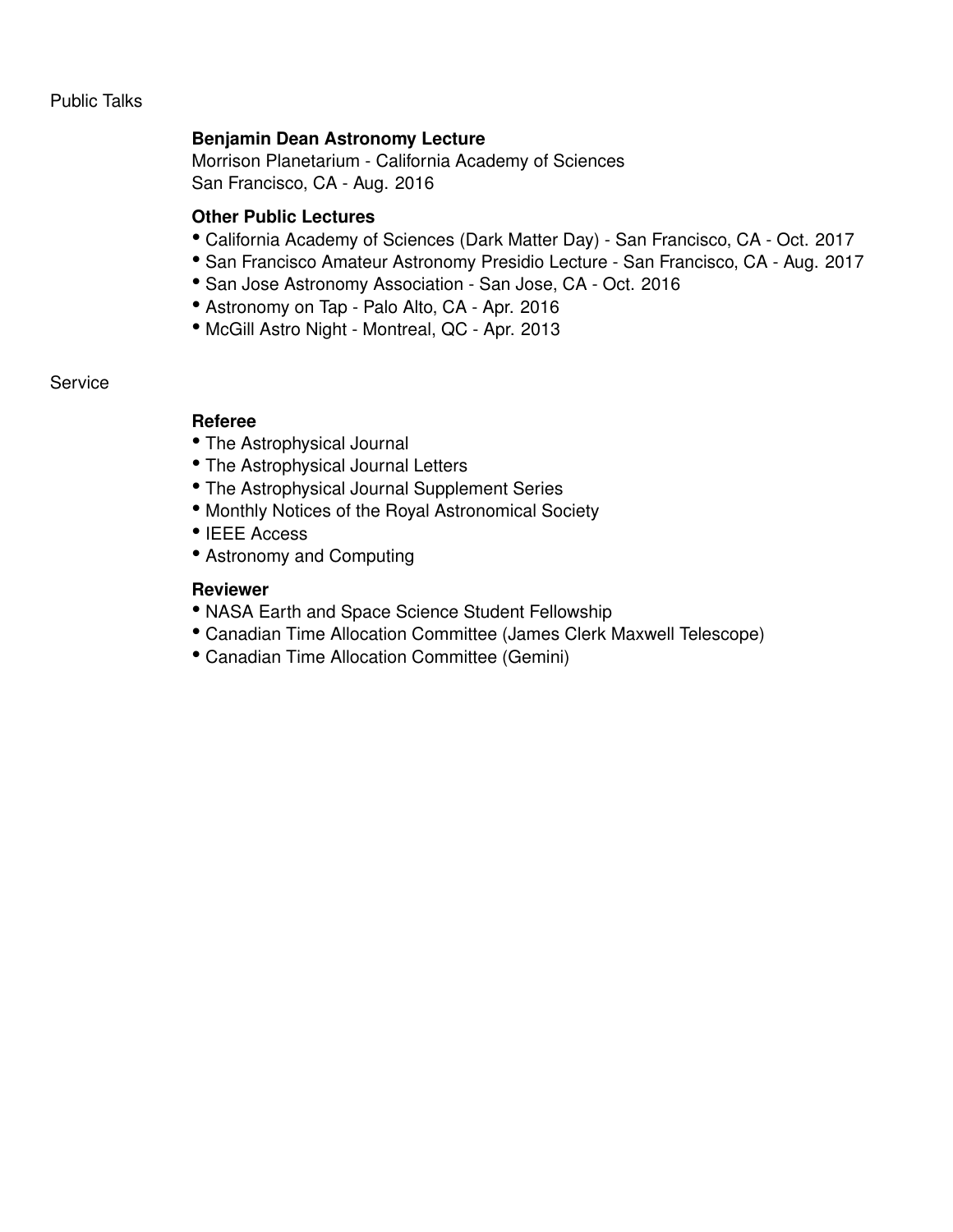## Public Talks

**Benjamin Dean Astronomy Lecture**
Morrison Planetarium - California Academy of Sciences
San Francisco, CA - Aug. 2016

**Other Public Lectures**

- California Academy of Sciences (Dark Matter Day) - San Francisco, CA - Oct. 2017
- San Francisco Amateur Astronomy Presidio Lecture - San Francisco, CA - Aug. 2017
- San Jose Astronomy Association - San Jose, CA - Oct. 2016
- Astronomy on Tap - Palo Alto, CA - Apr. 2016
- McGill Astro Night - Montreal, QC - Apr. 2013

## Service

**Referee**

- The Astrophysical Journal
- The Astrophysical Journal Letters
- The Astrophysical Journal Supplement Series
- Monthly Notices of the Royal Astronomical Society
- IEEE Access
- Astronomy and Computing

**Reviewer**

- NASA Earth and Space Science Student Fellowship
- Canadian Time Allocation Committee (James Clerk Maxwell Telescope)
- Canadian Time Allocation Committee (Gemini)